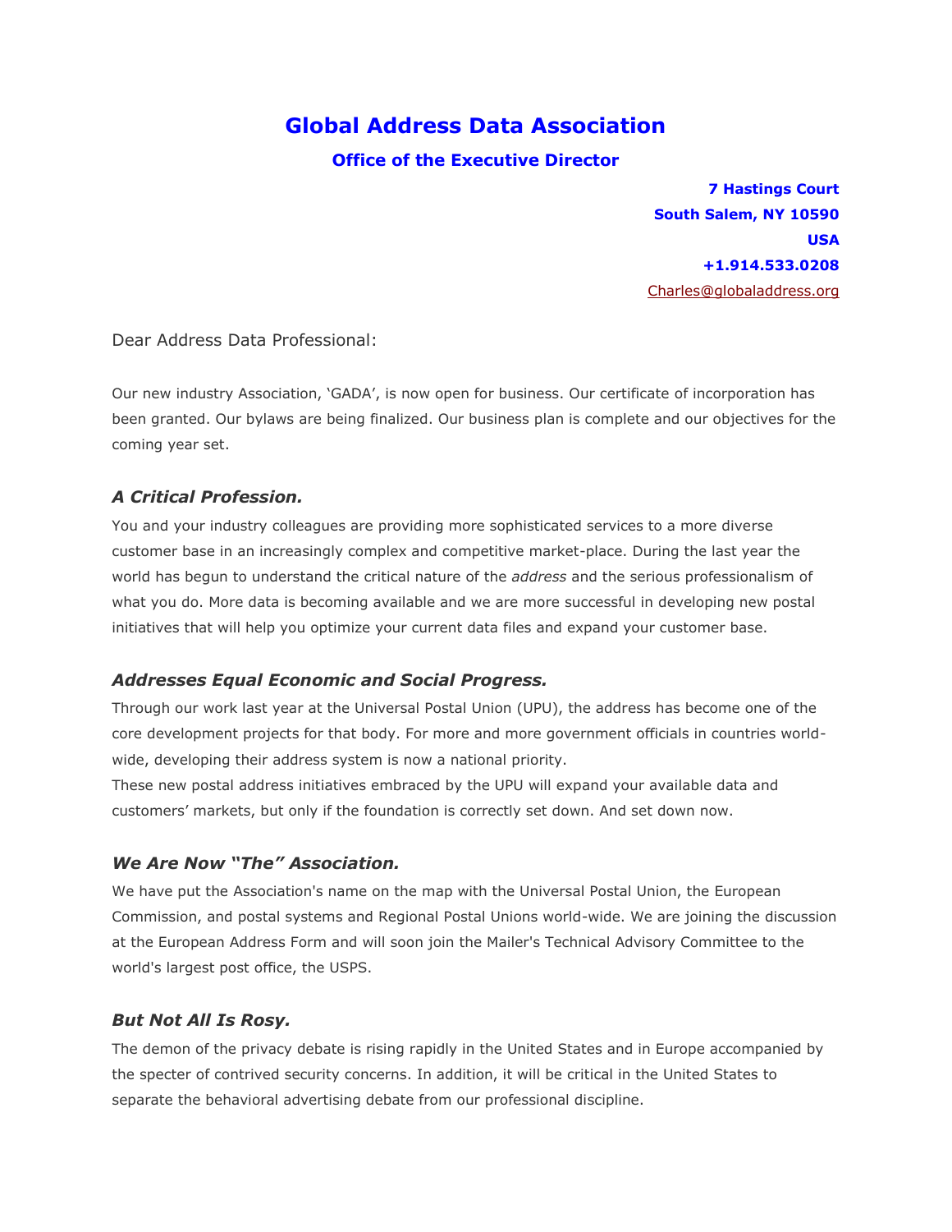# Global Address Data Association

## Office of the Executive Director

**7 Hastings Court**
**South Salem, NY 10590**
**USA**
**+1.914.533.0208**
Charles@globaladdress.org

Dear Address Data Professional:

Our new industry Association, 'GADA', is now open for business. Our certificate of incorporation has been granted. Our bylaws are being finalized. Our business plan is complete and our objectives for the coming year set.

### *A Critical Profession.*

You and your industry colleagues are providing more sophisticated services to a more diverse customer base in an increasingly complex and competitive market-place. During the last year the world has begun to understand the critical nature of the *address* and the serious professionalism of what you do. More data is becoming available and we are more successful in developing new postal initiatives that will help you optimize your current data files and expand your customer base.

### *Addresses Equal Economic and Social Progress.*

Through our work last year at the Universal Postal Union (UPU), the address has become one of the core development projects for that body. For more and more government officials in countries world-wide, developing their address system is now a national priority.

These new postal address initiatives embraced by the UPU will expand your available data and customers' markets, but only if the foundation is correctly set down. And set down now.

### *We Are Now "The" Association.*

We have put the Association's name on the map with the Universal Postal Union, the European Commission, and postal systems and Regional Postal Unions world-wide. We are joining the discussion at the European Address Form and will soon join the Mailer's Technical Advisory Committee to the world's largest post office, the USPS.

### *But Not All Is Rosy.*

The demon of the privacy debate is rising rapidly in the United States and in Europe accompanied by the specter of contrived security concerns. In addition, it will be critical in the United States to separate the behavioral advertising debate from our professional discipline.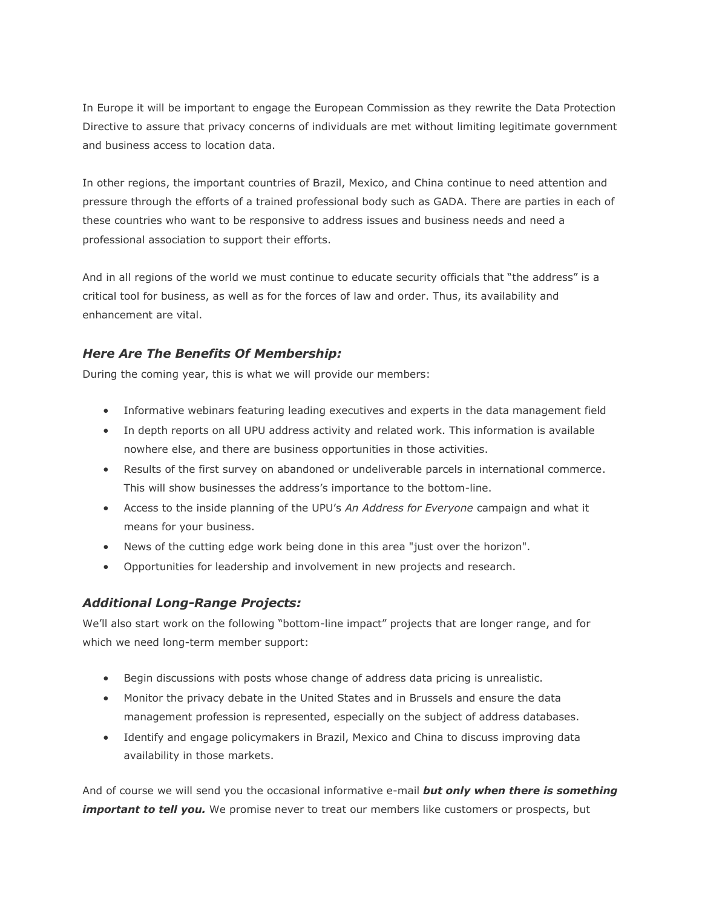In Europe it will be important to engage the European Commission as they rewrite the Data Protection Directive to assure that privacy concerns of individuals are met without limiting legitimate government and business access to location data.

In other regions, the important countries of Brazil, Mexico, and China continue to need attention and pressure through the efforts of a trained professional body such as GADA. There are parties in each of these countries who want to be responsive to address issues and business needs and need a professional association to support their efforts.

And in all regions of the world we must continue to educate security officials that "the address" is a critical tool for business, as well as for the forces of law and order. Thus, its availability and enhancement are vital.

### *Here Are The Benefits Of Membership:*

During the coming year, this is what we will provide our members:

- Informative webinars featuring leading executives and experts in the data management field
- In depth reports on all UPU address activity and related work. This information is available nowhere else, and there are business opportunities in those activities.
- Results of the first survey on abandoned or undeliverable parcels in international commerce. This will show businesses the address's importance to the bottom-line.
- Access to the inside planning of the UPU's *An Address for Everyone* campaign and what it means for your business.
- News of the cutting edge work being done in this area "just over the horizon".
- Opportunities for leadership and involvement in new projects and research.

### *Additional Long-Range Projects:*

We'll also start work on the following "bottom-line impact" projects that are longer range, and for which we need long-term member support:

- Begin discussions with posts whose change of address data pricing is unrealistic.
- Monitor the privacy debate in the United States and in Brussels and ensure the data management profession is represented, especially on the subject of address databases.
- Identify and engage policymakers in Brazil, Mexico and China to discuss improving data availability in those markets.

And of course we will send you the occasional informative e-mail ***but only when there is something important to tell you.*** We promise never to treat our members like customers or prospects, but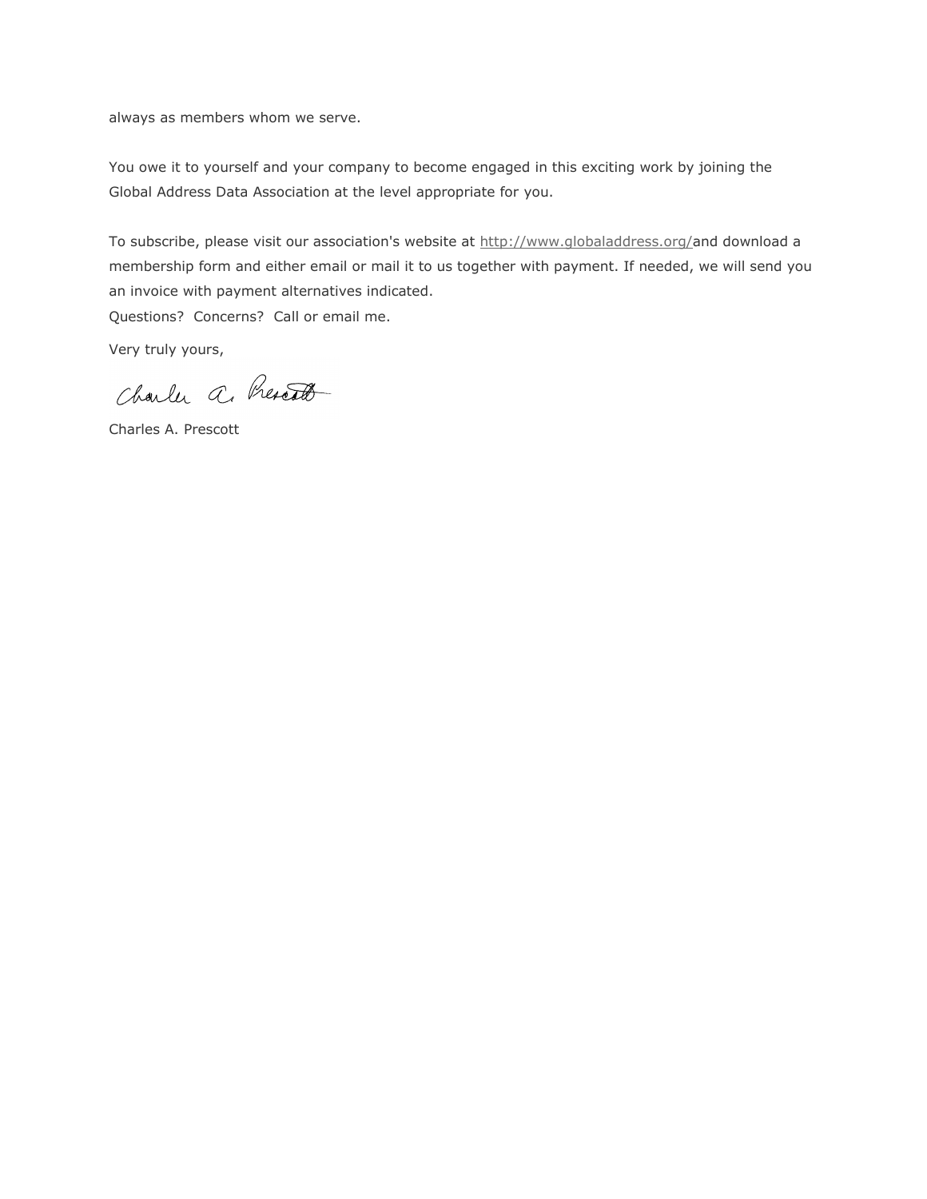always as members whom we serve.

You owe it to yourself and your company to become engaged in this exciting work by joining the Global Address Data Association at the level appropriate for you.

To subscribe, please visit our association's website at http://www.globaladdress.org/and download a membership form and either email or mail it to us together with payment. If needed, we will send you an invoice with payment alternatives indicated.
Questions? Concerns? Call or email me.

Very truly yours,

Charles A. Prescott